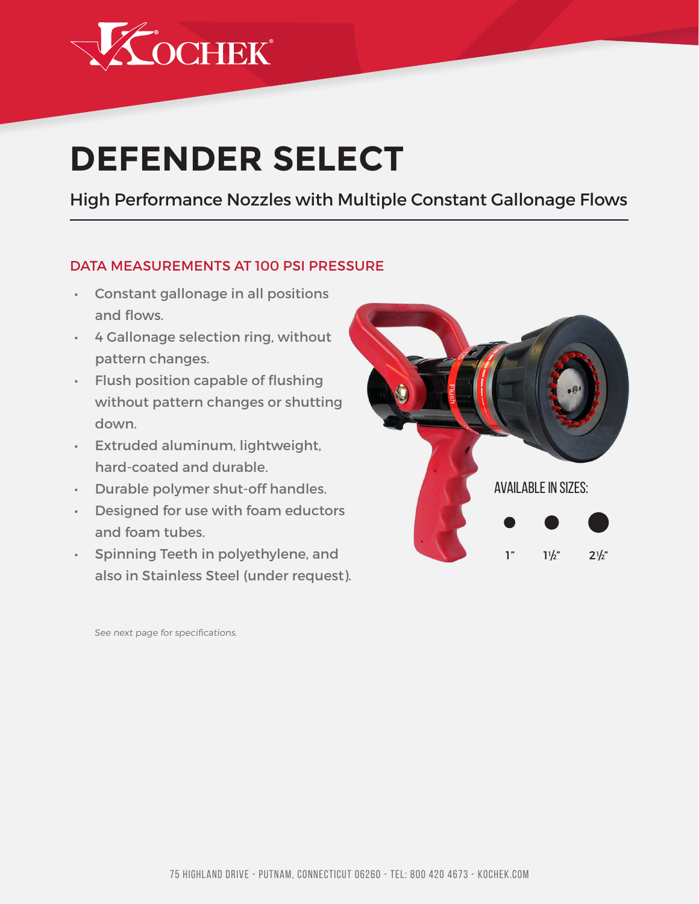KOCHEK®

# DEFENDER SELECT

## High Performance Nozzles with Multiple Constant Gallonage Flows

### DATA MEASUREMENTS AT 100 PSI PRESSURE

- Constant gallonage in all positions and flows.
- 4 Gallonage selection ring, without pattern changes.
- Flush position capable of flushing without pattern changes or shutting down.
- Extruded aluminum, lightweight, hard-coated and durable.
- Durable polymer shut-off handles.
- Designed for use with foam eductors and foam tubes.
- Spinning Teeth in polyethylene, and also in Stainless Steel (under request).

AVAILABLE IN SIZES:

1" 1½" 2½"

*See next page for specifications.*

75 HIGHLAND DRIVE - PUTNAM, CONNECTICUT 06260 - TEL: 800 420 4673 - KOCHEK.COM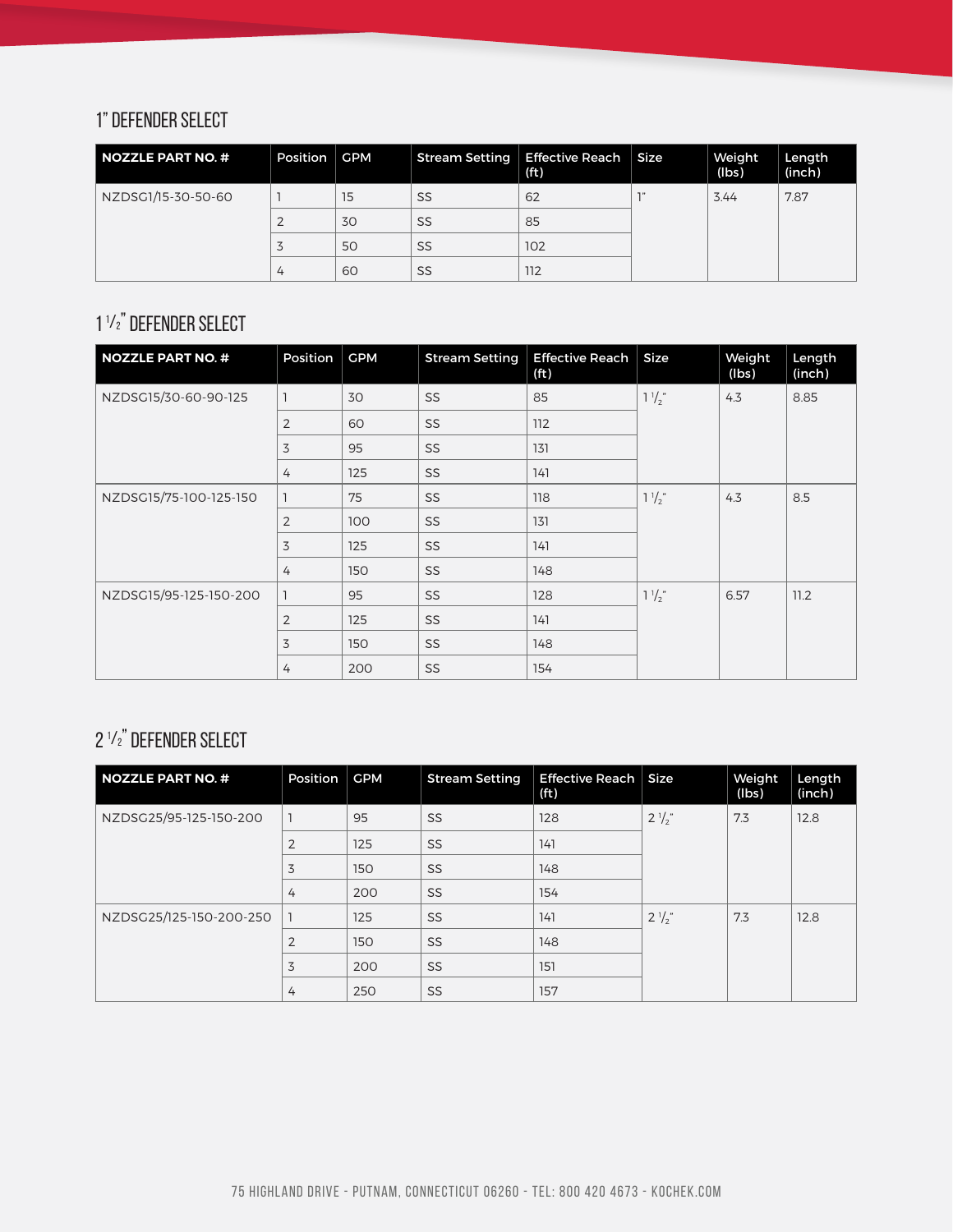## 1" DEFENDER SELECT

| NOZZLE PART NO. # | Position | GPM | Stream Setting | Effective Reach (ft) | Size | Weight (lbs) | Length (inch) |
|---|---|---|---|---|---|---|---|
| NZDSG1/15-30-50-60 | 1 | 15 | SS | 62 | 1" | 3.44 | 7.87 |
| | 2 | 30 | SS | 85 | | | |
| | 3 | 50 | SS | 102 | | | |
| | 4 | 60 | SS | 112 | | | |

## 1 1/2" DEFENDER SELECT

| NOZZLE PART NO. # | Position | GPM | Stream Setting | Effective Reach (ft) | Size | Weight (lbs) | Length (inch) |
|---|---|---|---|---|---|---|---|
| NZDSG15/30-60-90-125 | 1 | 30 | SS | 85 | 1 1/2" | 4.3 | 8.85 |
| | 2 | 60 | SS | 112 | | | |
| | 3 | 95 | SS | 131 | | | |
| | 4 | 125 | SS | 141 | | | |
| NZDSG15/75-100-125-150 | 1 | 75 | SS | 118 | 1 1/2" | 4.3 | 8.5 |
| | 2 | 100 | SS | 131 | | | |
| | 3 | 125 | SS | 141 | | | |
| | 4 | 150 | SS | 148 | | | |
| NZDSG15/95-125-150-200 | 1 | 95 | SS | 128 | 1 1/2" | 6.57 | 11.2 |
| | 2 | 125 | SS | 141 | | | |
| | 3 | 150 | SS | 148 | | | |
| | 4 | 200 | SS | 154 | | | |

## 2 1/2" DEFENDER SELECT

| NOZZLE PART NO. # | Position | GPM | Stream Setting | Effective Reach (ft) | Size | Weight (lbs) | Length (inch) |
|---|---|---|---|---|---|---|---|
| NZDSG25/95-125-150-200 | 1 | 95 | SS | 128 | 2 1/2" | 7.3 | 12.8 |
| | 2 | 125 | SS | 141 | | | |
| | 3 | 150 | SS | 148 | | | |
| | 4 | 200 | SS | 154 | | | |
| NZDSG25/125-150-200-250 | 1 | 125 | SS | 141 | 2 1/2" | 7.3 | 12.8 |
| | 2 | 150 | SS | 148 | | | |
| | 3 | 200 | SS | 151 | | | |
| | 4 | 250 | SS | 157 | | | |

75 HIGHLAND DRIVE - PUTNAM, CONNECTICUT 06260 - TEL: 800 420 4673 - KOCHEK.COM